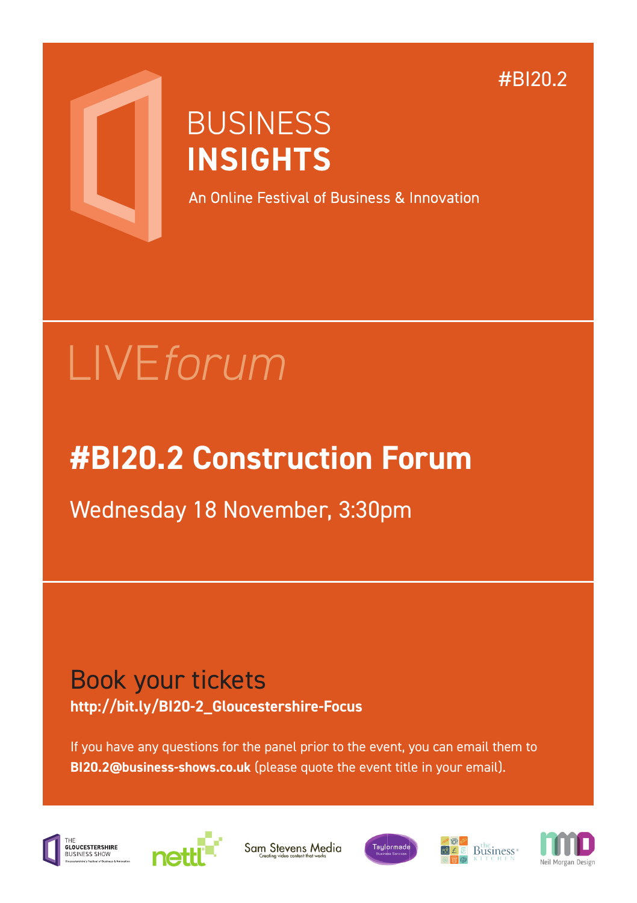#BI20.2

# BUSINESS **INSIGHTS**

An Online Festival of Business & Innovation

LIVE*forum*

## #BI20.2 Construction Forum

Wednesday 18 November, 3:30pm

### Book your tickets

**http://bit.ly/BI20-2_Gloucestershire-Focus**

If you have any questions for the panel prior to the event, you can email them to **BI20.2@business-shows.co.uk** (please quote the event title in your email).

THE GLOUCESTERSHIRE BUSINESS SHOW — Gloucestershire's Festival of Business & Innovation

nettl

Sam Stevens Media — Creating video content that works

Taylormade Business Services

the Business KITCHEN

Neil Morgan Design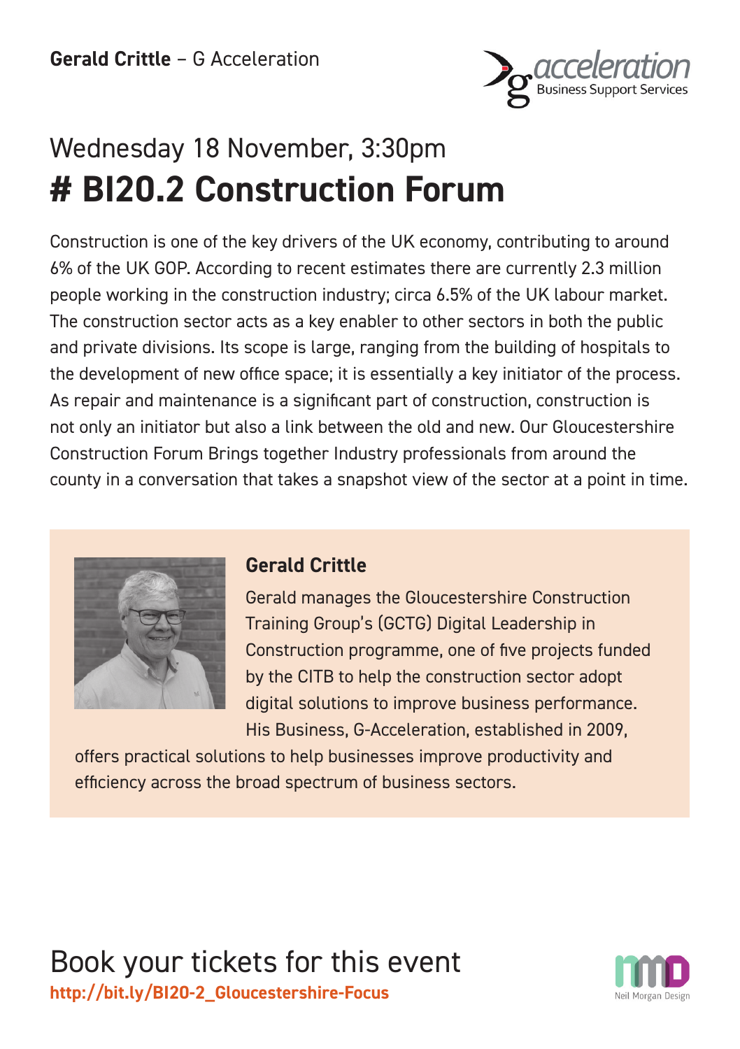**Gerald Crittle** – G Acceleration

acceleration Business Support Services

Wednesday 18 November, 3:30pm

# # BI20.2 Construction Forum

Construction is one of the key drivers of the UK economy, contributing to around 6% of the UK GOP. According to recent estimates there are currently 2.3 million people working in the construction industry; circa 6.5% of the UK labour market. The construction sector acts as a key enabler to other sectors in both the public and private divisions. Its scope is large, ranging from the building of hospitals to the development of new office space; it is essentially a key initiator of the process. As repair and maintenance is a significant part of construction, construction is not only an initiator but also a link between the old and new. Our Gloucestershire Construction Forum Brings together Industry professionals from around the county in a conversation that takes a snapshot view of the sector at a point in time.

## Gerald Crittle

Gerald manages the Gloucestershire Construction Training Group's (GCTG) Digital Leadership in Construction programme, one of five projects funded by the CITB to help the construction sector adopt digital solutions to improve business performance. His Business, G-Acceleration, established in 2009, offers practical solutions to help businesses improve productivity and efficiency across the broad spectrum of business sectors.

## Book your tickets for this event

**http://bit.ly/BI20-2_Gloucestershire-Focus**

Neil Morgan Design